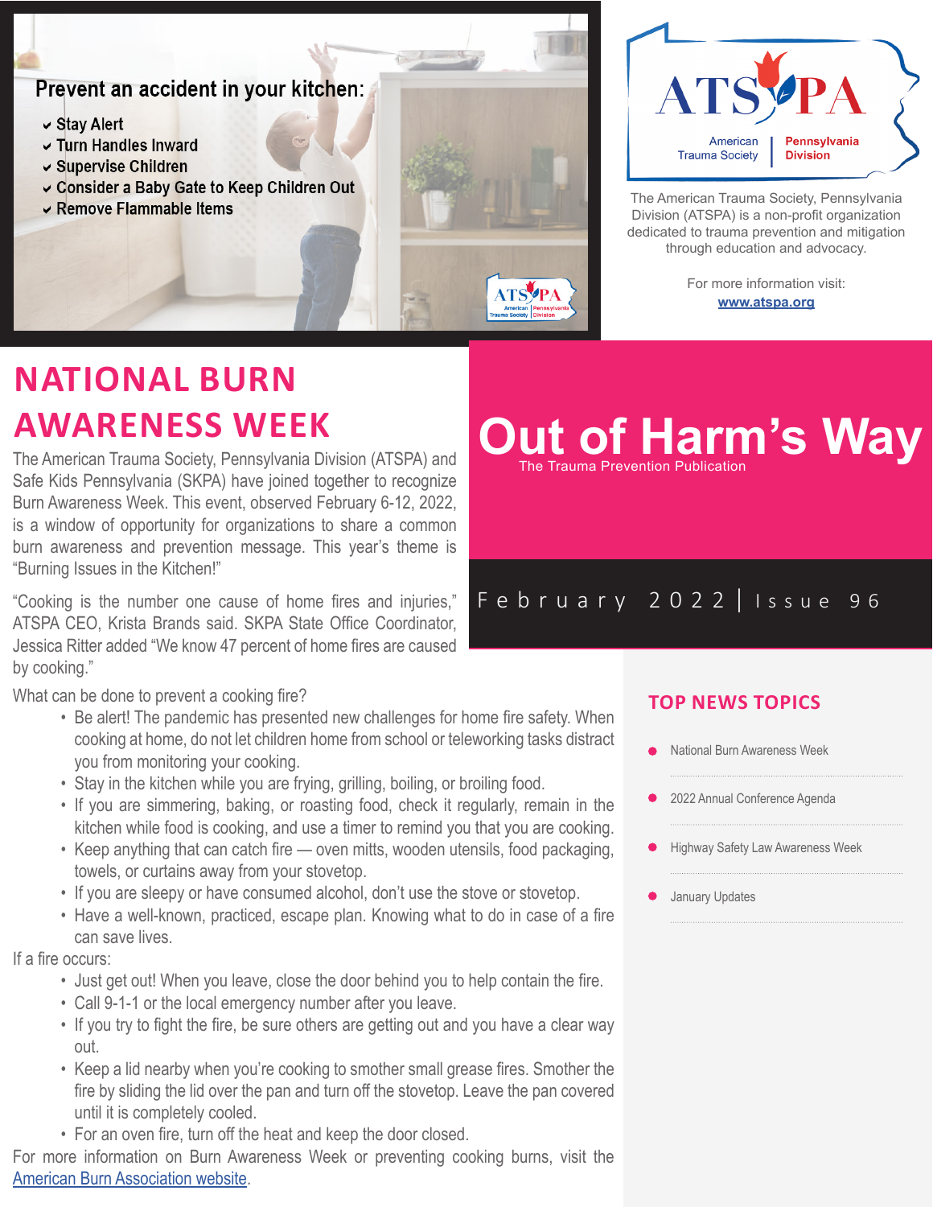Prevent an accident in your kitchen:

- Stay Alert
- Turn Handles Inward
- Supervise Children
- Consider a Baby Gate to Keep Children Out
- Remove Flammable Items

ATSPA American Trauma Society | Pennsylvania Division

The American Trauma Society, Pennsylvania Division (ATSPA) is a non-profit organization dedicated to trauma prevention and mitigation through education and advocacy.

For more information visit: [www.atspa.org](http://www.atspa.org)

# Out of Harm's Way

The Trauma Prevention Publication

February 2022 | Issue 96

## NATIONAL BURN AWARENESS WEEK

The American Trauma Society, Pennsylvania Division (ATSPA) and Safe Kids Pennsylvania (SKPA) have joined together to recognize Burn Awareness Week. This event, observed February 6-12, 2022, is a window of opportunity for organizations to share a common burn awareness and prevention message. This year's theme is "Burning Issues in the Kitchen!"

"Cooking is the number one cause of home fires and injuries," ATSPA CEO, Krista Brands said. SKPA State Office Coordinator, Jessica Ritter added "We know 47 percent of home fires are caused by cooking."

What can be done to prevent a cooking fire?

- Be alert! The pandemic has presented new challenges for home fire safety. When cooking at home, do not let children home from school or teleworking tasks distract you from monitoring your cooking.
- Stay in the kitchen while you are frying, grilling, boiling, or broiling food.
- If you are simmering, baking, or roasting food, check it regularly, remain in the kitchen while food is cooking, and use a timer to remind you that you are cooking.
- Keep anything that can catch fire — oven mitts, wooden utensils, food packaging, towels, or curtains away from your stovetop.
- If you are sleepy or have consumed alcohol, don't use the stove or stovetop.
- Have a well-known, practiced, escape plan. Knowing what to do in case of a fire can save lives.

If a fire occurs:

- Just get out! When you leave, close the door behind you to help contain the fire.
- Call 9-1-1 or the local emergency number after you leave.
- If you try to fight the fire, be sure others are getting out and you have a clear way out.
- Keep a lid nearby when you're cooking to smother small grease fires. Smother the fire by sliding the lid over the pan and turn off the stovetop. Leave the pan covered until it is completely cooled.
- For an oven fire, turn off the heat and keep the door closed.

For more information on Burn Awareness Week or preventing cooking burns, visit the American Burn Association website.

## TOP NEWS TOPICS

- National Burn Awareness Week
- 2022 Annual Conference Agenda
- Highway Safety Law Awareness Week
- January Updates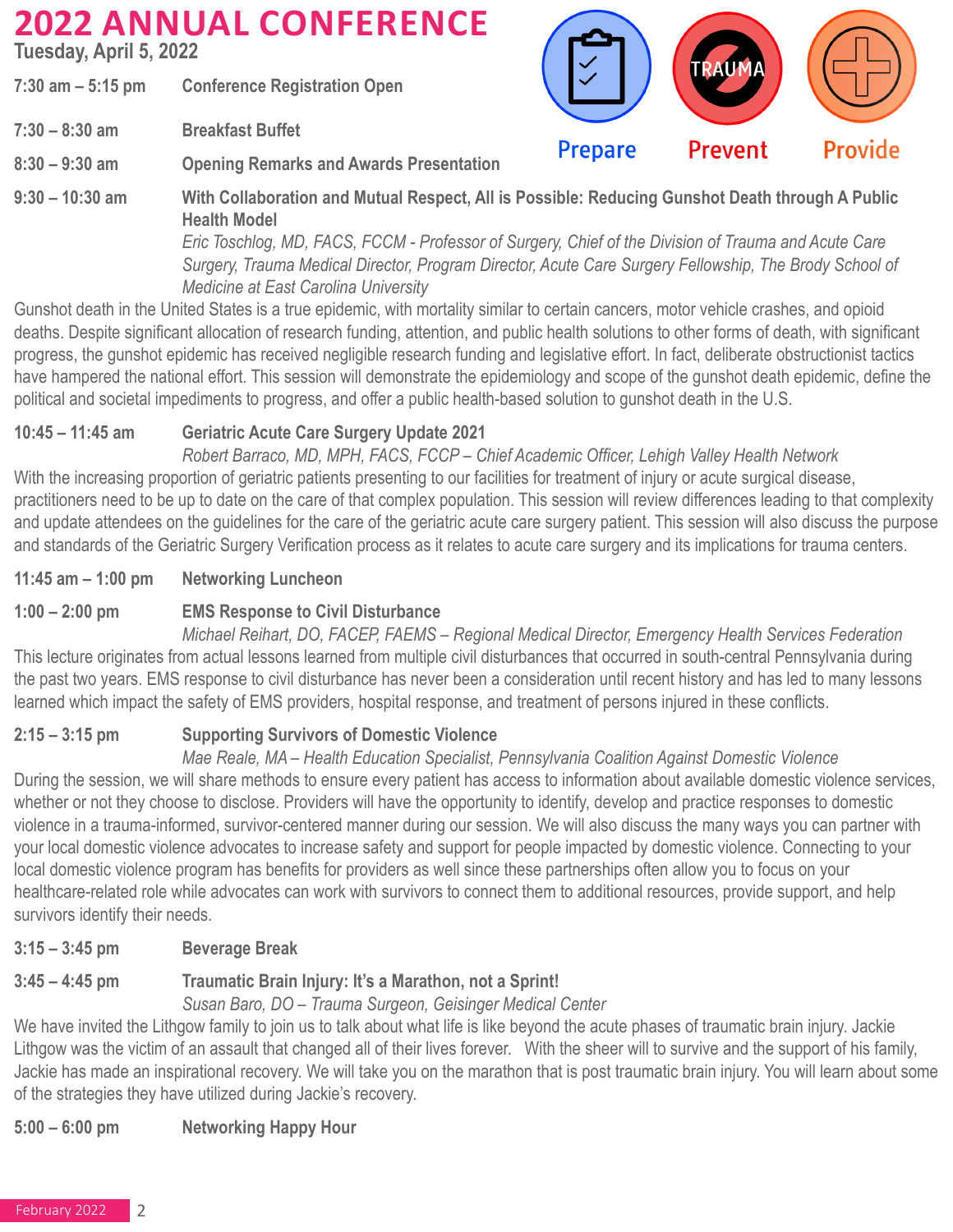# 2022 ANNUAL CONFERENCE

**Tuesday, April 5, 2022**

Prepare Prevent Provide

**7:30 am – 5:15 pm** **Conference Registration Open**

**7:30 – 8:30 am** **Breakfast Buffet**

**8:30 – 9:30 am** **Opening Remarks and Awards Presentation**

**9:30 – 10:30 am** **With Collaboration and Mutual Respect, All is Possible: Reducing Gunshot Death through A Public Health Model**

*Eric Toschlog, MD, FACS, FCCM - Professor of Surgery, Chief of the Division of Trauma and Acute Care Surgery, Trauma Medical Director, Program Director, Acute Care Surgery Fellowship, The Brody School of Medicine at East Carolina University*

Gunshot death in the United States is a true epidemic, with mortality similar to certain cancers, motor vehicle crashes, and opioid deaths. Despite significant allocation of research funding, attention, and public health solutions to other forms of death, with significant progress, the gunshot epidemic has received negligible research funding and legislative effort. In fact, deliberate obstructionist tactics have hampered the national effort. This session will demonstrate the epidemiology and scope of the gunshot death epidemic, define the political and societal impediments to progress, and offer a public health-based solution to gunshot death in the U.S.

**10:45 – 11:45 am** **Geriatric Acute Care Surgery Update 2021**

*Robert Barraco, MD, MPH, FACS, FCCP – Chief Academic Officer, Lehigh Valley Health Network*

With the increasing proportion of geriatric patients presenting to our facilities for treatment of injury or acute surgical disease, practitioners need to be up to date on the care of that complex population. This session will review differences leading to that complexity and update attendees on the guidelines for the care of the geriatric acute care surgery patient. This session will also discuss the purpose and standards of the Geriatric Surgery Verification process as it relates to acute care surgery and its implications for trauma centers.

**11:45 am – 1:00 pm** **Networking Luncheon**

**1:00 – 2:00 pm** **EMS Response to Civil Disturbance**

*Michael Reihart, DO, FACEP, FAEMS – Regional Medical Director, Emergency Health Services Federation*

This lecture originates from actual lessons learned from multiple civil disturbances that occurred in south-central Pennsylvania during the past two years. EMS response to civil disturbance has never been a consideration until recent history and has led to many lessons learned which impact the safety of EMS providers, hospital response, and treatment of persons injured in these conflicts.

**2:15 – 3:15 pm** **Supporting Survivors of Domestic Violence**

*Mae Reale, MA – Health Education Specialist, Pennsylvania Coalition Against Domestic Violence*

During the session, we will share methods to ensure every patient has access to information about available domestic violence services, whether or not they choose to disclose. Providers will have the opportunity to identify, develop and practice responses to domestic violence in a trauma-informed, survivor-centered manner during our session. We will also discuss the many ways you can partner with your local domestic violence advocates to increase safety and support for people impacted by domestic violence. Connecting to your local domestic violence program has benefits for providers as well since these partnerships often allow you to focus on your healthcare-related role while advocates can work with survivors to connect them to additional resources, provide support, and help survivors identify their needs.

**3:15 – 3:45 pm** **Beverage Break**

**3:45 – 4:45 pm** **Traumatic Brain Injury: It's a Marathon, not a Sprint!**

*Susan Baro, DO – Trauma Surgeon, Geisinger Medical Center*

We have invited the Lithgow family to join us to talk about what life is like beyond the acute phases of traumatic brain injury. Jackie Lithgow was the victim of an assault that changed all of their lives forever. With the sheer will to survive and the support of his family, Jackie has made an inspirational recovery. We will take you on the marathon that is post traumatic brain injury. You will learn about some of the strategies they have utilized during Jackie's recovery.

**5:00 – 6:00 pm** **Networking Happy Hour**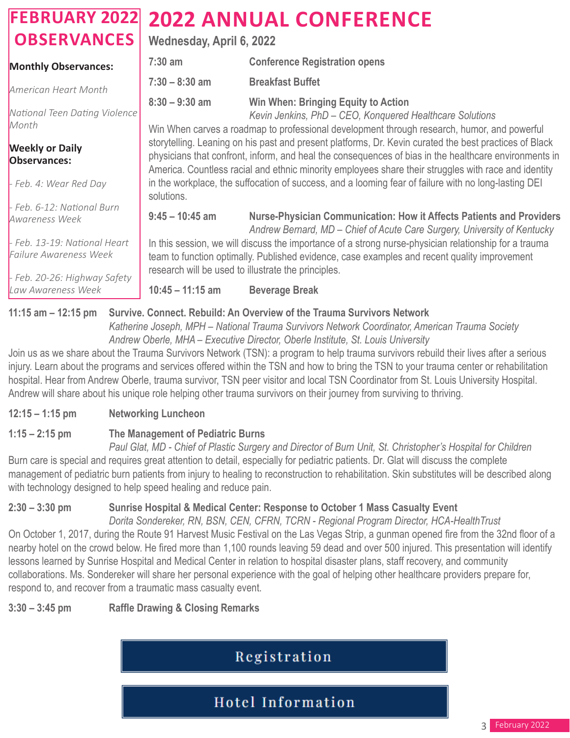# FEBRUARY 2022 OBSERVANCES

**Monthly Observances:**

*American Heart Month*

*National Teen Dating Violence Month*

**Weekly or Daily Observances:**

*- Feb. 4: Wear Red Day*

*- Feb. 6-12: National Burn Awareness Week*

*- Feb. 13-19: National Heart Failure Awareness Week*

*- Feb. 20-26: Highway Safety Law Awareness Week*

# 2022 ANNUAL CONFERENCE

## Wednesday, April 6, 2022

**7:30 am** — **Conference Registration opens**

**7:30 – 8:30 am** — **Breakfast Buffet**

**8:30 – 9:30 am** — **Win When: Bringing Equity to Action**
*Kevin Jenkins, PhD – CEO, Konquered Healthcare Solutions*

Win When carves a roadmap to professional development through research, humor, and powerful storytelling. Leaning on his past and present platforms, Dr. Kevin curated the best practices of Black physicians that confront, inform, and heal the consequences of bias in the healthcare environments in America. Countless racial and ethnic minority employees share their struggles with race and identity in the workplace, the suffocation of success, and a looming fear of failure with no long-lasting DEI solutions.

**9:45 – 10:45 am** — **Nurse-Physician Communication: How it Affects Patients and Providers**
*Andrew Bernard, MD – Chief of Acute Care Surgery, University of Kentucky*

In this session, we will discuss the importance of a strong nurse-physician relationship for a trauma team to function optimally. Published evidence, case examples and recent quality improvement research will be used to illustrate the principles.

**10:45 – 11:15 am** — **Beverage Break**

**11:15 am – 12:15 pm** — **Survive. Connect. Rebuild: An Overview of the Trauma Survivors Network**
*Katherine Joseph, MPH – National Trauma Survivors Network Coordinator, American Trauma Society*
*Andrew Oberle, MHA – Executive Director, Oberle Institute, St. Louis University*

Join us as we share about the Trauma Survivors Network (TSN): a program to help trauma survivors rebuild their lives after a serious injury. Learn about the programs and services offered within the TSN and how to bring the TSN to your trauma center or rehabilitation hospital. Hear from Andrew Oberle, trauma survivor, TSN peer visitor and local TSN Coordinator from St. Louis University Hospital. Andrew will share about his unique role helping other trauma survivors on their journey from surviving to thriving.

**12:15 – 1:15 pm** — **Networking Luncheon**

**1:15 – 2:15 pm** — **The Management of Pediatric Burns**
*Paul Glat, MD - Chief of Plastic Surgery and Director of Burn Unit, St. Christopher's Hospital for Children*

Burn care is special and requires great attention to detail, especially for pediatric patients. Dr. Glat will discuss the complete management of pediatric burn patients from injury to healing to reconstruction to rehabilitation. Skin substitutes will be described along with technology designed to help speed healing and reduce pain.

**2:30 – 3:30 pm** — **Sunrise Hospital & Medical Center: Response to October 1 Mass Casualty Event**
*Dorita Sondereker, RN, BSN, CEN, CFRN, TCRN - Regional Program Director, HCA-HealthTrust*

On October 1, 2017, during the Route 91 Harvest Music Festival on the Las Vegas Strip, a gunman opened fire from the 32nd floor of a nearby hotel on the crowd below. He fired more than 1,100 rounds leaving 59 dead and over 500 injured. This presentation will identify lessons learned by Sunrise Hospital and Medical Center in relation to hospital disaster plans, staff recovery, and community collaborations. Ms. Sondereker will share her personal experience with the goal of helping other healthcare providers prepare for, respond to, and recover from a traumatic mass casualty event.

**3:30 – 3:45 pm** — **Raffle Drawing & Closing Remarks**

Registration

Hotel Information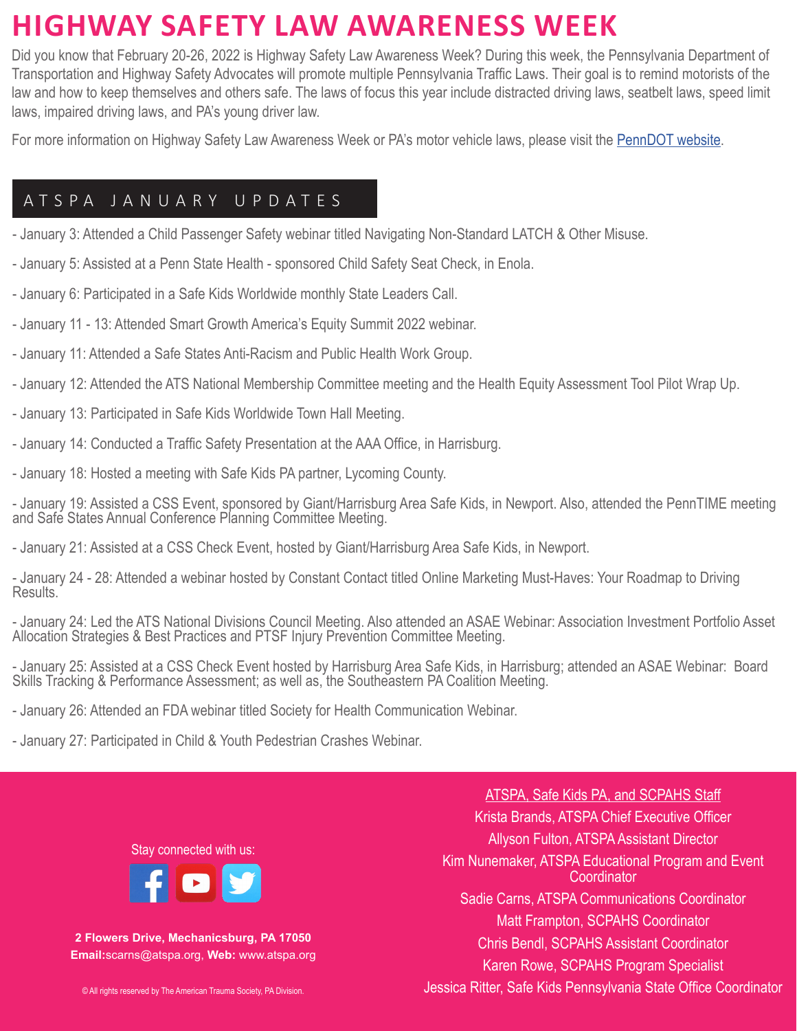# HIGHWAY SAFETY LAW AWARENESS WEEK

Did you know that February 20-26, 2022 is Highway Safety Law Awareness Week? During this week, the Pennsylvania Department of Transportation and Highway Safety Advocates will promote multiple Pennsylvania Traffic Laws. Their goal is to remind motorists of the law and how to keep themselves and others safe. The laws of focus this year include distracted driving laws, seatbelt laws, speed limit laws, impaired driving laws, and PA's young driver law.

For more information on Highway Safety Law Awareness Week or PA's motor vehicle laws, please visit the PennDOT website.

## ATSPA JANUARY UPDATES

- January 3: Attended a Child Passenger Safety webinar titled Navigating Non-Standard LATCH & Other Misuse.

- January 5: Assisted at a Penn State Health - sponsored Child Safety Seat Check, in Enola.

- January 6: Participated in a Safe Kids Worldwide monthly State Leaders Call.

- January 11 - 13: Attended Smart Growth America's Equity Summit 2022 webinar.

- January 11: Attended a Safe States Anti-Racism and Public Health Work Group.

- January 12: Attended the ATS National Membership Committee meeting and the Health Equity Assessment Tool Pilot Wrap Up.

- January 13: Participated in Safe Kids Worldwide Town Hall Meeting.

- January 14: Conducted a Traffic Safety Presentation at the AAA Office, in Harrisburg.

- January 18: Hosted a meeting with Safe Kids PA partner, Lycoming County.

- January 19: Assisted a CSS Event, sponsored by Giant/Harrisburg Area Safe Kids, in Newport. Also, attended the PennTIME meeting and Safe States Annual Conference Planning Committee Meeting.

- January 21: Assisted at a CSS Check Event, hosted by Giant/Harrisburg Area Safe Kids, in Newport.

- January 24 - 28: Attended a webinar hosted by Constant Contact titled Online Marketing Must-Haves: Your Roadmap to Driving Results.

- January 24: Led the ATS National Divisions Council Meeting. Also attended an ASAE Webinar: Association Investment Portfolio Asset Allocation Strategies & Best Practices and PTSF Injury Prevention Committee Meeting.

- January 25: Assisted at a CSS Check Event hosted by Harrisburg Area Safe Kids, in Harrisburg; attended an ASAE Webinar: Board Skills Tracking & Performance Assessment; as well as, the Southeastern PA Coalition Meeting.

- January 26: Attended an FDA webinar titled Society for Health Communication Webinar.

- January 27: Participated in Child & Youth Pedestrian Crashes Webinar.

Stay connected with us:

**2 Flowers Drive, Mechanicsburg, PA 17050**
**Email:**scarns@atspa.org, **Web:** www.atspa.org

© All rights reserved by The American Trauma Society, PA Division.

ATSPA, Safe Kids PA, and SCPAHS Staff
Krista Brands, ATSPA Chief Executive Officer
Allyson Fulton, ATSPA Assistant Director
Kim Nunemaker, ATSPA Educational Program and Event Coordinator
Sadie Carns, ATSPA Communications Coordinator
Matt Frampton, SCPAHS Coordinator
Chris Bendl, SCPAHS Assistant Coordinator
Karen Rowe, SCPAHS Program Specialist
Jessica Ritter, Safe Kids Pennsylvania State Office Coordinator